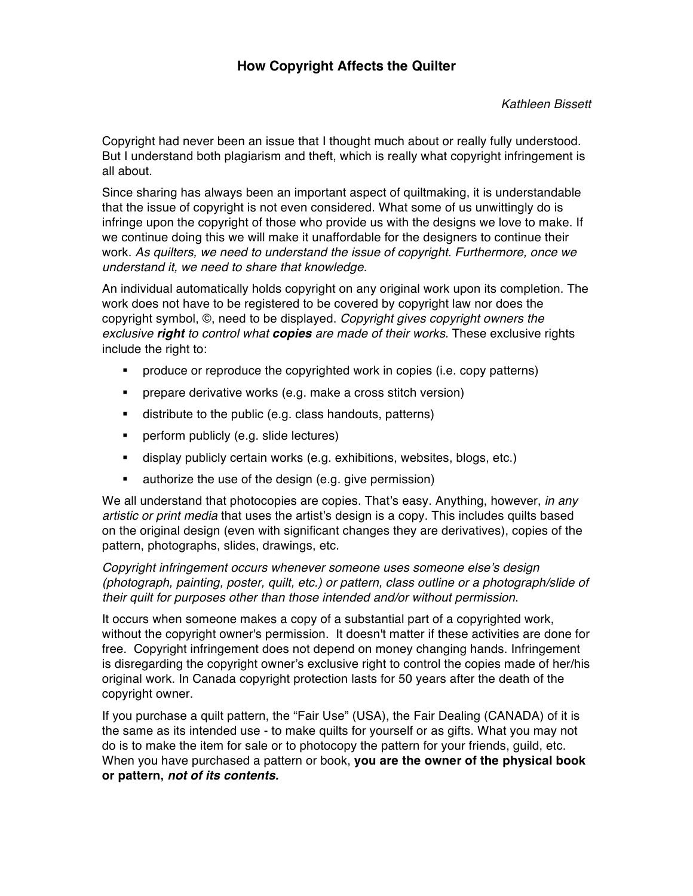# How Copyright Affects the Quilter

*Kathleen Bissett*

Copyright had never been an issue that I thought much about or really fully understood. But I understand both plagiarism and theft, which is really what copyright infringement is all about.

Since sharing has always been an important aspect of quiltmaking, it is understandable that the issue of copyright is not even considered. What some of us unwittingly do is infringe upon the copyright of those who provide us with the designs we love to make. If we continue doing this we will make it unaffordable for the designers to continue their work. *As quilters, we need to understand the issue of copyright. Furthermore, once we understand it, we need to share that knowledge.*

An individual automatically holds copyright on any original work upon its completion. The work does not have to be registered to be covered by copyright law nor does the copyright symbol, ©, need to be displayed. *Copyright gives copyright owners the exclusive **right** to control what **copies** are made of their works*. These exclusive rights include the right to:

- produce or reproduce the copyrighted work in copies (i.e. copy patterns)
- prepare derivative works (e.g. make a cross stitch version)
- distribute to the public (e.g. class handouts, patterns)
- perform publicly (e.g. slide lectures)
- display publicly certain works (e.g. exhibitions, websites, blogs, etc.)
- authorize the use of the design (e.g. give permission)

We all understand that photocopies are copies. That's easy. Anything, however, *in any artistic or print media* that uses the artist's design is a copy. This includes quilts based on the original design (even with significant changes they are derivatives), copies of the pattern, photographs, slides, drawings, etc.

*Copyright infringement occurs whenever someone uses someone else's design (photograph, painting, poster, quilt, etc.) or pattern, class outline or a photograph/slide of their quilt for purposes other than those intended and/or without permission*.

It occurs when someone makes a copy of a substantial part of a copyrighted work, without the copyright owner's permission. It doesn't matter if these activities are done for free. Copyright infringement does not depend on money changing hands. Infringement is disregarding the copyright owner's exclusive right to control the copies made of her/his original work. In Canada copyright protection lasts for 50 years after the death of the copyright owner.

If you purchase a quilt pattern, the "Fair Use" (USA), the Fair Dealing (CANADA) of it is the same as its intended use - to make quilts for yourself or as gifts. What you may not do is to make the item for sale or to photocopy the pattern for your friends, guild, etc. When you have purchased a pattern or book, **you are the owner of the physical book or pattern, *not of its contents.***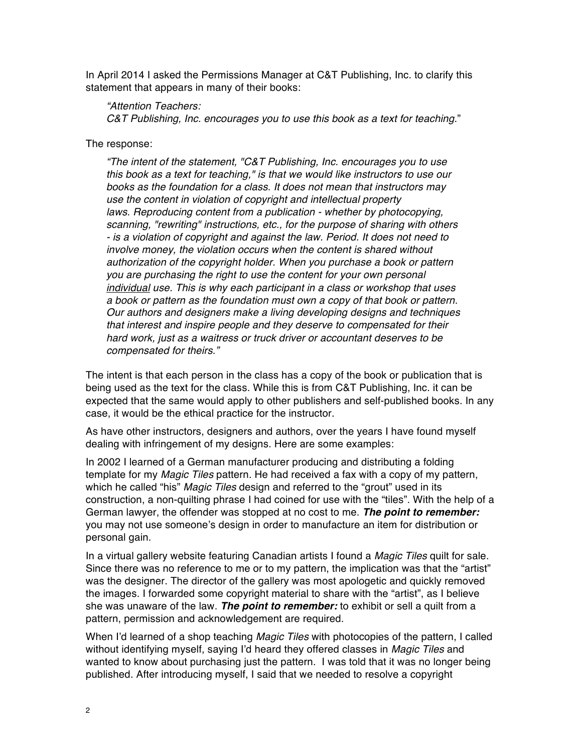In April 2014 I asked the Permissions Manager at C&T Publishing, Inc. to clarify this statement that appears in many of their books:

> *"Attention Teachers:*
> *C&T Publishing, Inc. encourages you to use this book as a text for teaching.*"

The response:

> *"The intent of the statement, "C&T Publishing, Inc. encourages you to use this book as a text for teaching," is that we would like instructors to use our books as the foundation for a class. It does not mean that instructors may use the content in violation of copyright and intellectual property laws. Reproducing content from a publication - whether by photocopying, scanning, "rewriting" instructions, etc., for the purpose of sharing with others - is a violation of copyright and against the law. Period. It does not need to involve money, the violation occurs when the content is shared without authorization of the copyright holder. When you purchase a book or pattern you are purchasing the right to use the content for your own personal <u>individual</u> use. This is why each participant in a class or workshop that uses a book or pattern as the foundation must own a copy of that book or pattern. Our authors and designers make a living developing designs and techniques that interest and inspire people and they deserve to compensated for their hard work, just as a waitress or truck driver or accountant deserves to be compensated for theirs."*

The intent is that each person in the class has a copy of the book or publication that is being used as the text for the class. While this is from C&T Publishing, Inc. it can be expected that the same would apply to other publishers and self-published books. In any case, it would be the ethical practice for the instructor.

As have other instructors, designers and authors, over the years I have found myself dealing with infringement of my designs. Here are some examples:

In 2002 I learned of a German manufacturer producing and distributing a folding template for my *Magic Tiles* pattern. He had received a fax with a copy of my pattern, which he called "his" *Magic Tiles* design and referred to the "grout" used in its construction, a non-quilting phrase I had coined for use with the "tiles". With the help of a German lawyer, the offender was stopped at no cost to me. ***The point to remember:*** you may not use someone's design in order to manufacture an item for distribution or personal gain.

In a virtual gallery website featuring Canadian artists I found a *Magic Tiles* quilt for sale. Since there was no reference to me or to my pattern, the implication was that the "artist" was the designer. The director of the gallery was most apologetic and quickly removed the images. I forwarded some copyright material to share with the "artist", as I believe she was unaware of the law. ***The point to remember:*** to exhibit or sell a quilt from a pattern, permission and acknowledgement are required.

When I'd learned of a shop teaching *Magic Tiles* with photocopies of the pattern, I called without identifying myself, saying I'd heard they offered classes in *Magic Tiles* and wanted to know about purchasing just the pattern. I was told that it was no longer being published. After introducing myself, I said that we needed to resolve a copyright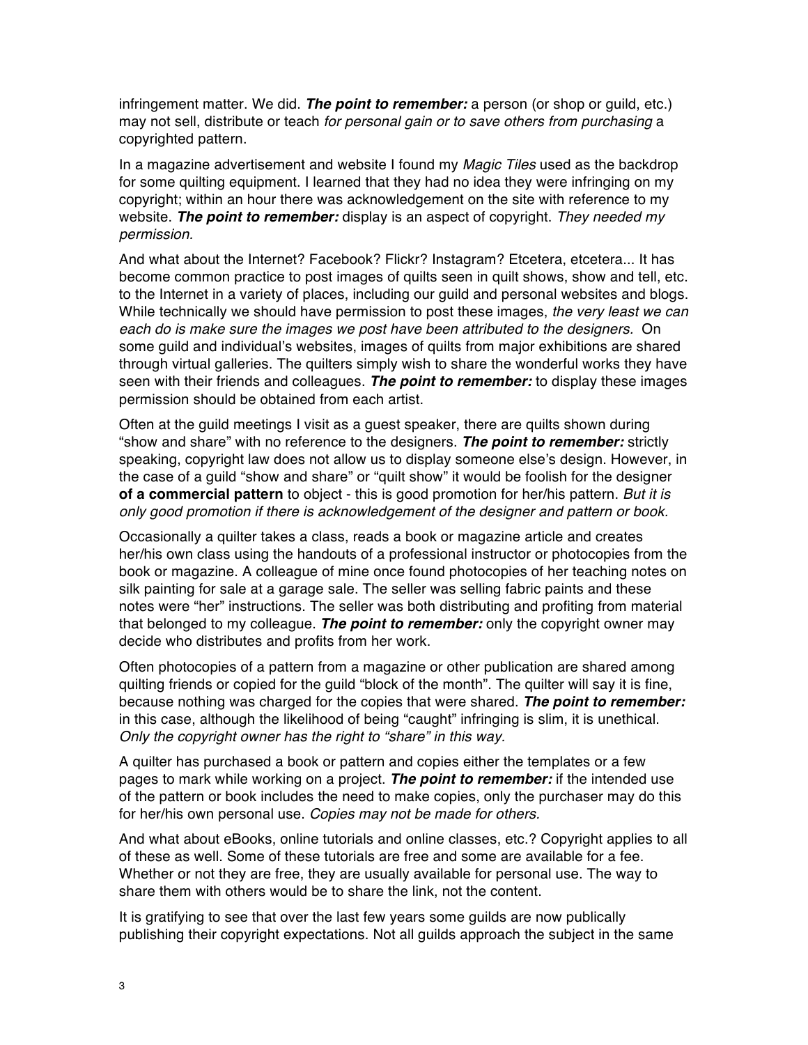infringement matter. We did. ***The point to remember:*** a person (or shop or guild, etc.) may not sell, distribute or teach *for personal gain or to save others from purchasing* a copyrighted pattern.

In a magazine advertisement and website I found my *Magic Tiles* used as the backdrop for some quilting equipment. I learned that they had no idea they were infringing on my copyright; within an hour there was acknowledgement on the site with reference to my website. ***The point to remember:*** display is an aspect of copyright. *They needed my permission*.

And what about the Internet? Facebook? Flickr? Instagram? Etcetera, etcetera... It has become common practice to post images of quilts seen in quilt shows, show and tell, etc. to the Internet in a variety of places, including our guild and personal websites and blogs. While technically we should have permission to post these images, *the very least we can each do is make sure the images we post have been attributed to the designers.* On some guild and individual's websites, images of quilts from major exhibitions are shared through virtual galleries. The quilters simply wish to share the wonderful works they have seen with their friends and colleagues. ***The point to remember:*** to display these images permission should be obtained from each artist.

Often at the guild meetings I visit as a guest speaker, there are quilts shown during "show and share" with no reference to the designers. ***The point to remember:*** strictly speaking, copyright law does not allow us to display someone else's design. However, in the case of a guild "show and share" or "quilt show" it would be foolish for the designer **of a commercial pattern** to object - this is good promotion for her/his pattern. *But it is only good promotion if there is acknowledgement of the designer and pattern or book.*

Occasionally a quilter takes a class, reads a book or magazine article and creates her/his own class using the handouts of a professional instructor or photocopies from the book or magazine. A colleague of mine once found photocopies of her teaching notes on silk painting for sale at a garage sale. The seller was selling fabric paints and these notes were "her" instructions. The seller was both distributing and profiting from material that belonged to my colleague. ***The point to remember:*** only the copyright owner may decide who distributes and profits from her work.

Often photocopies of a pattern from a magazine or other publication are shared among quilting friends or copied for the guild "block of the month". The quilter will say it is fine, because nothing was charged for the copies that were shared. ***The point to remember:*** in this case, although the likelihood of being "caught" infringing is slim, it is unethical. *Only the copyright owner has the right to "share" in this way.*

A quilter has purchased a book or pattern and copies either the templates or a few pages to mark while working on a project. ***The point to remember:*** if the intended use of the pattern or book includes the need to make copies, only the purchaser may do this for her/his own personal use. *Copies may not be made for others.*

And what about eBooks, online tutorials and online classes, etc.? Copyright applies to all of these as well. Some of these tutorials are free and some are available for a fee. Whether or not they are free, they are usually available for personal use. The way to share them with others would be to share the link, not the content.

It is gratifying to see that over the last few years some guilds are now publically publishing their copyright expectations. Not all guilds approach the subject in the same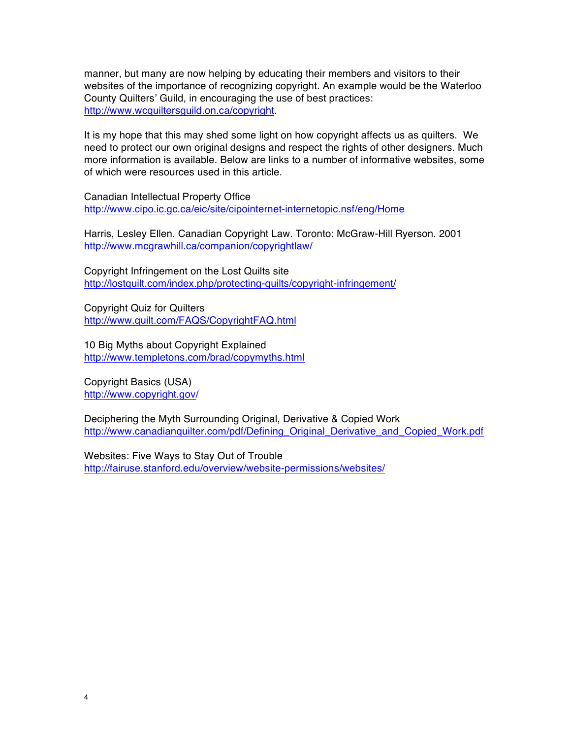manner, but many are now helping by educating their members and visitors to their websites of the importance of recognizing copyright. An example would be the Waterloo County Quilters' Guild, in encouraging the use of best practices: http://www.wcquiltersguild.on.ca/copyright.

It is my hope that this may shed some light on how copyright affects us as quilters. We need to protect our own original designs and respect the rights of other designers. Much more information is available. Below are links to a number of informative websites, some of which were resources used in this article.

Canadian Intellectual Property Office
http://www.cipo.ic.gc.ca/eic/site/cipointernet-internetopic.nsf/eng/Home

Harris, Lesley Ellen. Canadian Copyright Law. Toronto: McGraw-Hill Ryerson. 2001
http://www.mcgrawhill.ca/companion/copyrightlaw/

Copyright Infringement on the Lost Quilts site
http://lostquilt.com/index.php/protecting-quilts/copyright-infringement/

Copyright Quiz for Quilters
http://www.quilt.com/FAQS/CopyrightFAQ.html

10 Big Myths about Copyright Explained
http://www.templetons.com/brad/copymyths.html

Copyright Basics (USA)
http://www.copyright.gov/

Deciphering the Myth Surrounding Original, Derivative & Copied Work
http://www.canadianquilter.com/pdf/Defining_Original_Derivative_and_Copied_Work.pdf

Websites: Five Ways to Stay Out of Trouble
http://fairuse.stanford.edu/overview/website-permissions/websites/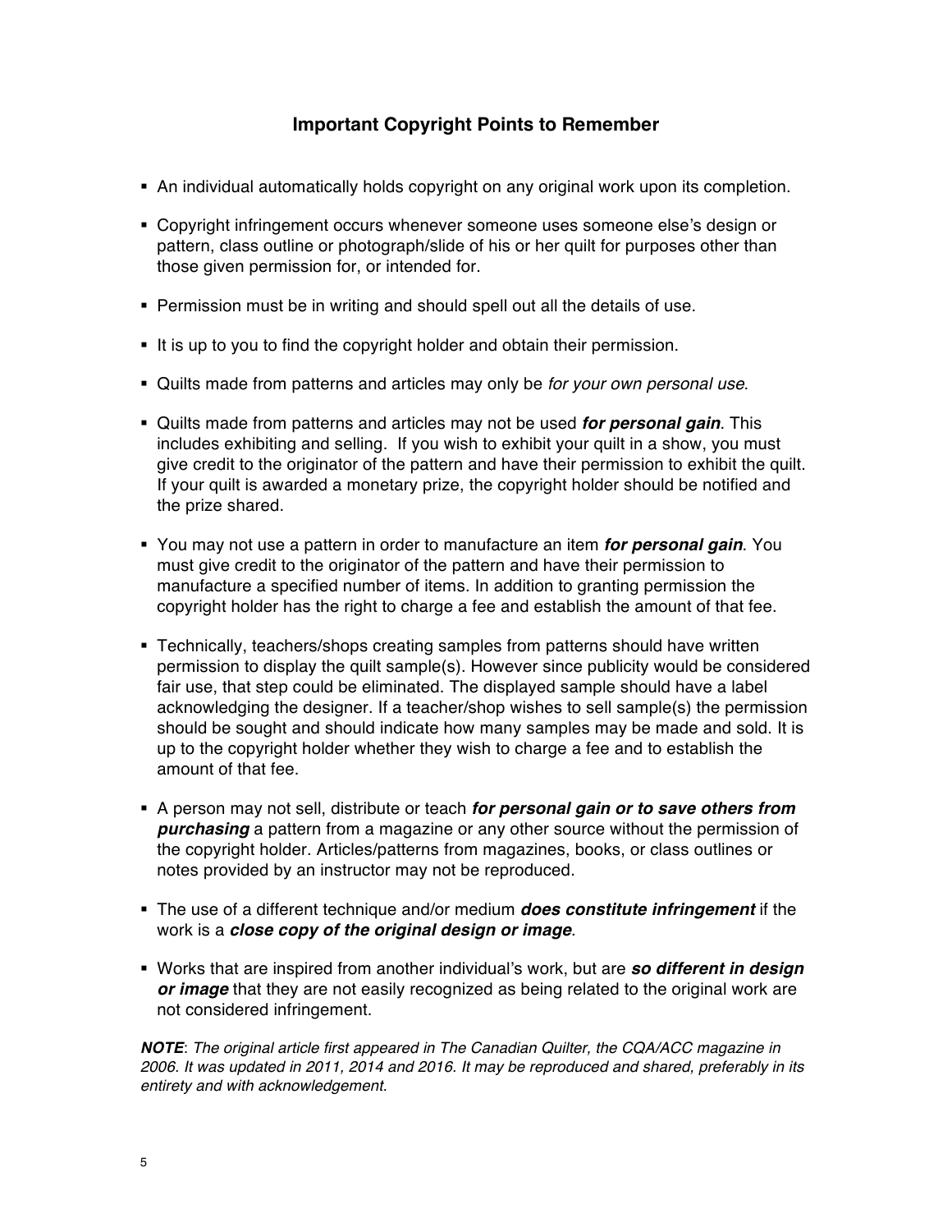## Important Copyright Points to Remember

- An individual automatically holds copyright on any original work upon its completion.
- Copyright infringement occurs whenever someone uses someone else's design or pattern, class outline or photograph/slide of his or her quilt for purposes other than those given permission for, or intended for.
- Permission must be in writing and should spell out all the details of use.
- It is up to you to find the copyright holder and obtain their permission.
- Quilts made from patterns and articles may only be *for your own personal use*.
- Quilts made from patterns and articles may not be used ***for personal gain***. This includes exhibiting and selling. If you wish to exhibit your quilt in a show, you must give credit to the originator of the pattern and have their permission to exhibit the quilt. If your quilt is awarded a monetary prize, the copyright holder should be notified and the prize shared.
- You may not use a pattern in order to manufacture an item ***for personal gain***. You must give credit to the originator of the pattern and have their permission to manufacture a specified number of items. In addition to granting permission the copyright holder has the right to charge a fee and establish the amount of that fee.
- Technically, teachers/shops creating samples from patterns should have written permission to display the quilt sample(s). However since publicity would be considered fair use, that step could be eliminated. The displayed sample should have a label acknowledging the designer. If a teacher/shop wishes to sell sample(s) the permission should be sought and should indicate how many samples may be made and sold. It is up to the copyright holder whether they wish to charge a fee and to establish the amount of that fee.
- A person may not sell, distribute or teach ***for personal gain or to save others from purchasing*** a pattern from a magazine or any other source without the permission of the copyright holder. Articles/patterns from magazines, books, or class outlines or notes provided by an instructor may not be reproduced.
- The use of a different technique and/or medium ***does constitute infringement*** if the work is a ***close copy of the original design or image***.
- Works that are inspired from another individual's work, but are ***so different in design or image*** that they are not easily recognized as being related to the original work are not considered infringement.

***NOTE***: *The original article first appeared in The Canadian Quilter, the CQA/ACC magazine in 2006. It was updated in 2011, 2014 and 2016. It may be reproduced and shared, preferably in its entirety and with acknowledgement.*